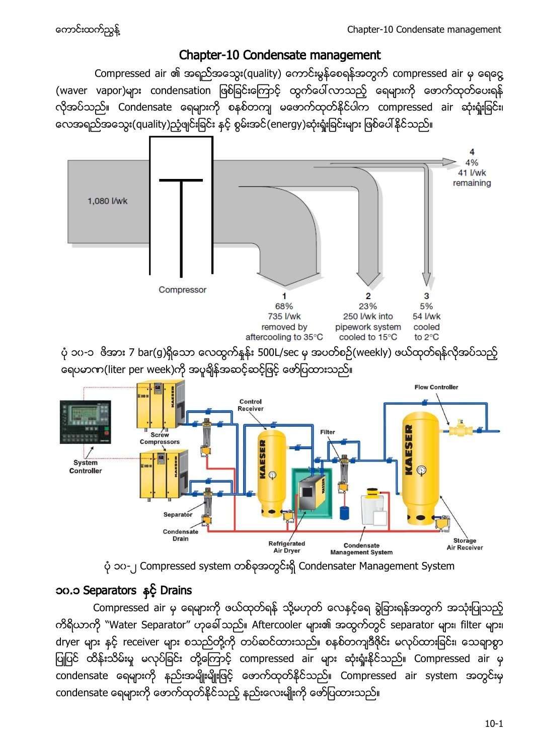# Chapter-10 Condensate management

Compressed air ၏ အရည်အသွေး(quality) ကောင်းမွန်စေရန်အတွက် compressed air မှ ရေငွေ့ (waver vapor)များ condensation ဖြစ်ခြင်းကြောင့် ထွက်ပေါ်လာသည့် ရေများကို ဖောက်ထုတ်ပေးရန် လိုအပ်သည်။ Condensate ရေများကို စနစ်တကျ မဖောက်ထုတ်နိုင်ပါက compressed air ဆုံးရှုံးခြင်း၊ လေအရည်အသွေး(quality)ညံ့ဖျင်းခြင်း နှင့် စွမ်းအင်(energy)ဆုံးရှုံးခြင်းများ ဖြစ်ပေါ်နိုင်သည်။

ပုံ ၁၀-၁ ဖိအား 7 bar(g)ရှိသော လေထွက်နှုန်း 500L/sec မှ အပတ်စဉ်(weekly) ဖယ်ထုတ်ရန်လိုအပ်သည့် ရေပမာဏ(liter per week)ကို အပူချိန်အဆင့်ဆင့်ဖြင့် ဖော်ပြထားသည်။

ပုံ ၁၀-၂ Compressed system တစ်ခုအတွင်းရှိ Condensater Management System

## ၁၀.၁ Separators နှင့် Drains

Compressed air မှ ရေများကို ဖယ်ထုတ်ရန် သို့မဟုတ် လေနှင့်ရေ ခွဲခြားရန်အတွက် အသုံးပြုသည့် ကိရိယာကို "Water Separator" ဟုခေါ်သည်။ Aftercooler များ၏ အထွက်တွင် separator များ၊ filter များ၊ dryer များ နှင့် receiver များ စသည်တို့ကို တပ်ဆင်ထားသည်။ စနစ်တကျဒီဇိုင်း မလုပ်ထားခြင်း၊ သေချာစွာ ပြုပြင် ထိန်းသိမ်းမှု မလုပ်ခြင်း တို့ကြောင့် compressed air များ ဆုံးရှုံးနိုင်သည်။ Compressed air မှ condensate ရေများကို နည်းအမျိုးမျိုးဖြင့် ဖောက်ထုတ်နိုင်သည်။ Compressed air system အတွင်းမှ condensate ရေများကို ဖောက်ထုတ်နိုင်သည့် နည်းလေးမျိုးကို ဖော်ပြထားသည်။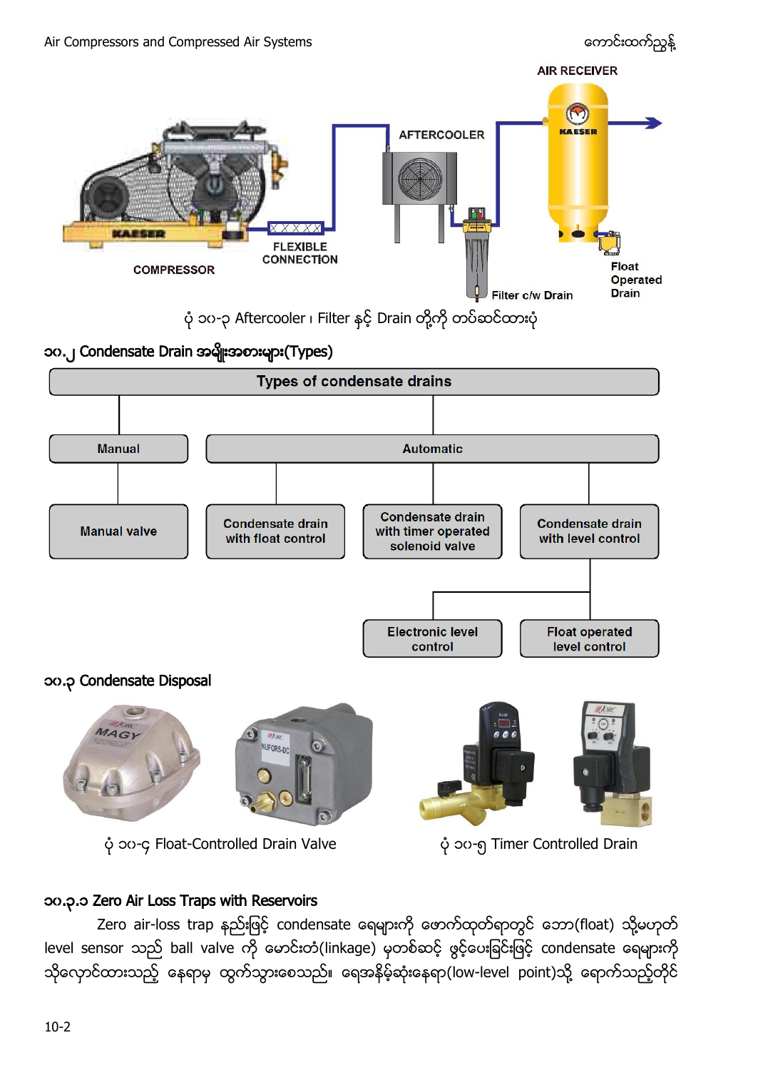ပုံ ၁၀-၃ Aftercooler ၊ Filter နှင့် Drain တို့ကို တပ်ဆင်ထားပုံ

## ၁၀.၂ Condensate Drain အမျိုးအစားများ(Types)

Types of condensate drains

- Manual
  - Manual valve
- Automatic
  - Condensate drain with float control
  - Condensate drain with timer operated solenoid valve
  - Condensate drain with level control
    - Electronic level control
    - Float operated level control

## ၁၀.၃ Condensate Disposal

ပုံ ၁၀-၄ Float-Controlled Drain Valve

ပုံ ၁၀-၅ Timer Controlled Drain

### ၁၀.၃.၁ Zero Air Loss Traps with Reservoirs

Zero air-loss trap နည်းဖြင့် condensate ရေများကို ဖောက်ထုတ်ရာတွင် ဘော(float) သို့မဟုတ် level sensor သည် ball valve ကို မောင်းတံ(linkage) မှတစ်ဆင့် ဖွင့်ပေးခြင်းဖြင့် condensate ရေများကို သိုလှောင်ထားသည့် နေရာမှ ထွက်သွားစေသည်။ ရေအနိမ့်ဆုံးနေရာ(low-level point)သို့ ရောက်သည့်တိုင်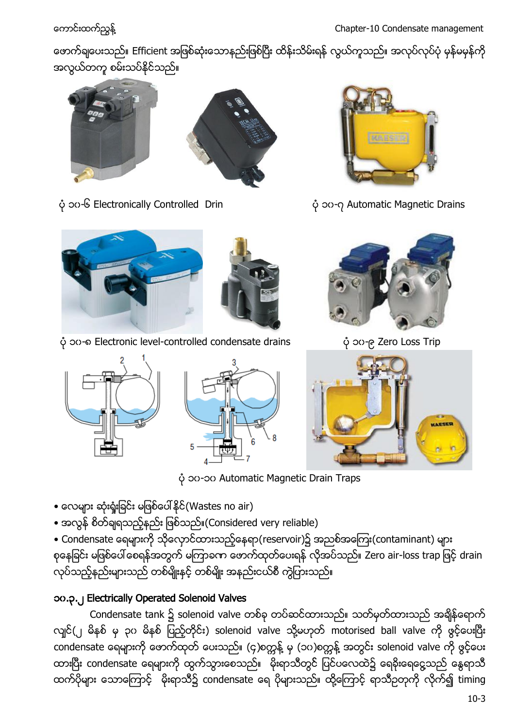ဖောက်ချပေးသည်။ Efficient အဖြစ်ဆုံးသောနည်းဖြစ်ပြီး ထိန်းသိမ်းရန် လွယ်ကူသည်။ အလုပ်လုပ်ပုံ မှန်မမှန်ကို အလွယ်တကူ စမ်းသပ်နိုင်သည်။

ပုံ ၁၀-၆ Electronically Controlled Drin

ပုံ ၁၀-၇ Automatic Magnetic Drains

ပုံ ၁၀-၈ Electronic level-controlled condensate drains

ပုံ ၁၀-၉ Zero Loss Trip

ပုံ ၁၀-၁၀ Automatic Magnetic Drain Traps

- လေများ ဆုံးရှုံးခြင်း မဖြစ်ပေါ်နိုင်(Wastes no air)
- အလွန် စိတ်ချရသည့်နည်း ဖြစ်သည်။(Considered very reliable)
- Condensate ရေများကို သိုလှောင်ထားသည့်နေရာ(reservoir)၌ အညစ်အကြေး(contaminant) များ စုနေခြင်း မဖြစ်ပေါ်စေရန်အတွက် မကြာခဏ ဖောက်ထုတ်ပေးရန် လိုအပ်သည်။ Zero air-loss trap ဖြင့် drain လုပ်သည့်နည်းများသည် တစ်မျိုးနှင့် တစ်မျိုး အနည်းငယ်စီ ကွဲပြားသည်။

### ၁၀.၃.၂ Electrically Operated Solenoid Valves

Condensate tank ၌ solenoid valve တစ်ခု တပ်ဆင်ထားသည်။ သတ်မှတ်ထားသည် အချိန်ရောက် လျှင်(၂ မိနစ် မှ ၃၀ မိနစ် ပြည့်တိုင်း) solenoid valve သို့မဟုတ် motorised ball valve ကို ဖွင့်ပေးပြီး condensate ရေများကို ဖောက်ထုတ် ပေးသည်။ (၄)စက္ကန့် မှ (၁၀)စက္ကန့် အတွင်း solenoid valve ကို ဖွင့်ပေး ထားပြီး condensate ရေများကို ထွက်သွားစေသည်။ မိုးရာသီတွင် ပြင်ပလေထဲ၌ ရေခိုးရေငွေ့သည် နွေရာသီ ထက်ပိုများ သောကြောင့် မိုးရာသီ၌ condensate ရေ ပိုများသည်။ ထို့ကြောင့် ရာသီဥတုကို လိုက်၍ timing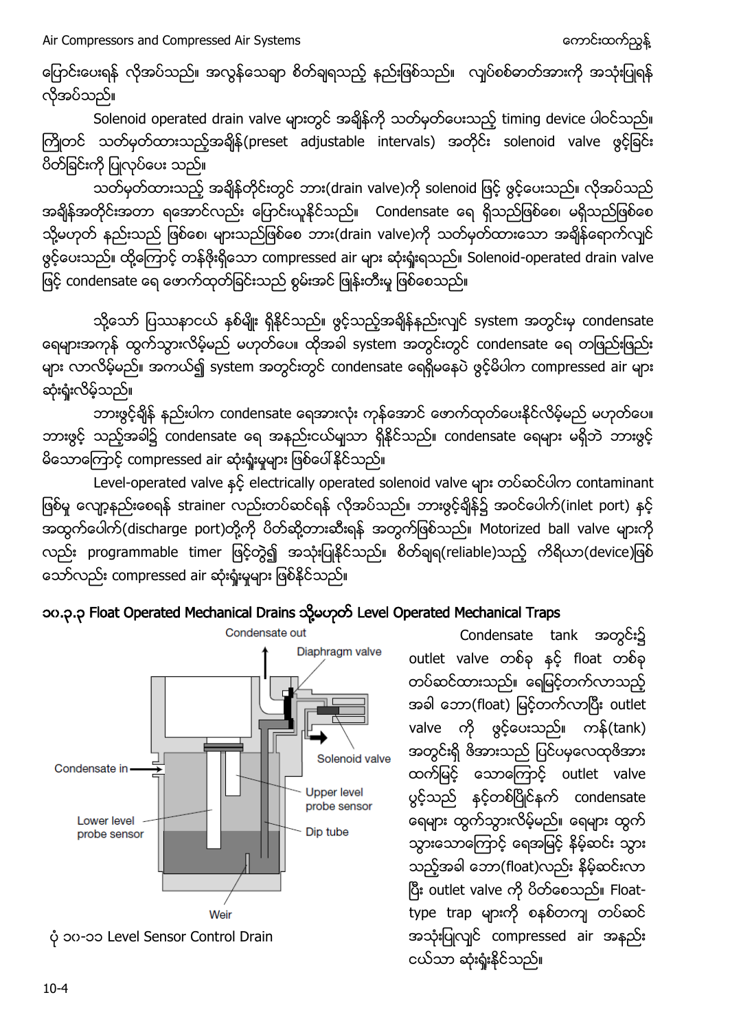ပြောင်းပေးရန် လိုအပ်သည်။ အလွန်သေချာ စိတ်ချရသည့် နည်းဖြစ်သည်။ လျှပ်စစ်ဓာတ်အားကို အသုံးပြုရန် လိုအပ်သည်။

Solenoid operated drain valve များတွင် အချိန်ကို သတ်မှတ်ပေးသည့် timing device ပါဝင်သည်။ ကြိုတင် သတ်မှတ်ထားသည့်အချိန်(preset adjustable intervals) အတိုင်း solenoid valve ဖွင့်ခြင်း ပိတ်ခြင်းကို ပြုလုပ်ပေး သည်။

သတ်မှတ်ထားသည့် အချိန်တိုင်းတွင် ဘား(drain valve)ကို solenoid ဖြင့် ဖွင့်ပေးသည်။ လိုအပ်သည် အချိန်အတိုင်းအတာ ရအောင်လည်း ပြောင်းယူနိုင်သည်။ Condensate ရေ ရှိသည်ဖြစ်စေ၊ မရှိသည်ဖြစ်စေ သို့မဟုတ် နည်းသည် ဖြစ်စေ၊ များသည်ဖြစ်စေ ဘား(drain valve)ကို သတ်မှတ်ထားသော အချိန်ရောက်လျှင် ဖွင့်ပေးသည်။ ထို့ကြောင့် တန်ဖိုးရှိသော compressed air များ ဆုံးရှုံးရသည်။ Solenoid-operated drain valve ဖြင့် condensate ရေ ဖောက်ထုတ်ခြင်းသည် စွမ်းအင် ဖြုန်းတီးမှု ဖြစ်စေသည်။

သို့သော် ပြဿနာငယ် နှစ်မျိုး ရှိနိုင်သည်။ ဖွင့်သည့်အချိန်နည်းလျှင် system အတွင်းမှ condensate ရေများအားကုန် ထွက်သွားလိမ့်မည် မဟုတ်ပေ။ ထိုအခါ system အတွင်းတွင် condensate ရေ တဖြည်းဖြည်း များ လာလိမ့်မည်။ အကယ်၍ system အတွင်းတွင် condensate ရေရှိမနေပဲ ဖွင့်မိပါက compressed air များ ဆုံးရှုံးလိမ့်သည်။

ဘားဖွင့်ချိန် နည်းပါက condensate ရေအားလုံး ကုန်အောင် ဖောက်ထုတ်ပေးနိုင်လိမ့်မည် မဟုတ်ပေ။ ဘားဖွင့် သည့်အခါ၌ condensate ရေ အနည်းငယ်မျှသာ ရှိနိုင်သည်။ condensate ရေများ မရှိဘဲ ဘားဖွင့် မိသောကြောင့် compressed air ဆုံးရှုံးမှုများ ဖြစ်ပေါ်နိုင်သည်။

Level-operated valve နှင့် electrically operated solenoid valve များ တပ်ဆင်ပါက contaminant ဖြစ်မှု လျော့နည်းစေရန် strainer လည်းတပ်ဆင်ရန် လိုအပ်သည်။ ဘားဖွင့်ချိန်၌ အဝင်ပေါက်(inlet port) နှင့် အထွက်ပေါက်(discharge port)တို့ကို ပိတ်ဆို့တားဆီးရန် အတွက်ဖြစ်သည်။ Motorized ball valve များကို လည်း programmable timer ဖြင့်တွဲ၍ အသုံးပြုနိုင်သည်။ စိတ်ချရ(reliable)သည့် ကိရိယာ(device)ဖြစ် သော်လည်း compressed air ဆုံးရှုံးမှုများ ဖြစ်နိုင်သည်။

### ၁၀.၃.၃ Float Operated Mechanical Drains သို့မဟုတ် Level Operated Mechanical Traps

Condensate out

Diaphragm valve

Solenoid valve

Condensate in

Upper level probe sensor

Lower level probe sensor

Dip tube

Weir

ပုံ ၁၀-၁၁ Level Sensor Control Drain

Condensate tank အတွင်း၌ outlet valve တစ်ခု နှင့် float တစ်ခု တပ်ဆင်ထားသည်။ ရေမြင့်တက်လာသည့် အခါ ဘော(float) မြင့်တက်လာပြီး outlet valve ကို ဖွင့်ပေးသည်။ ကန်(tank) အတွင်းရှိ ဖိအားသည် ပြင်ပမှလေထုဖိအား ထက်မြင့် သောကြောင့် outlet valve ပွင့်သည် နှင့်တစ်ပြိုင်နက် condensate ရေများ ထွက်သွားလိမ့်မည်။ ရေများ ထွက် သွားသောကြောင့် ရေအမြင့် နိမ့်ဆင်း သွား သည့်အခါ ဘော(float)လည်း နိမ့်ဆင်းလာ ပြီး outlet valve ကို ပိတ်စေသည်။ Float-type trap များကို စနစ်တကျ တပ်ဆင် အသုံးပြုလျှင် compressed air အနည်း ငယ်သာ ဆုံးရှုံးနိုင်သည်။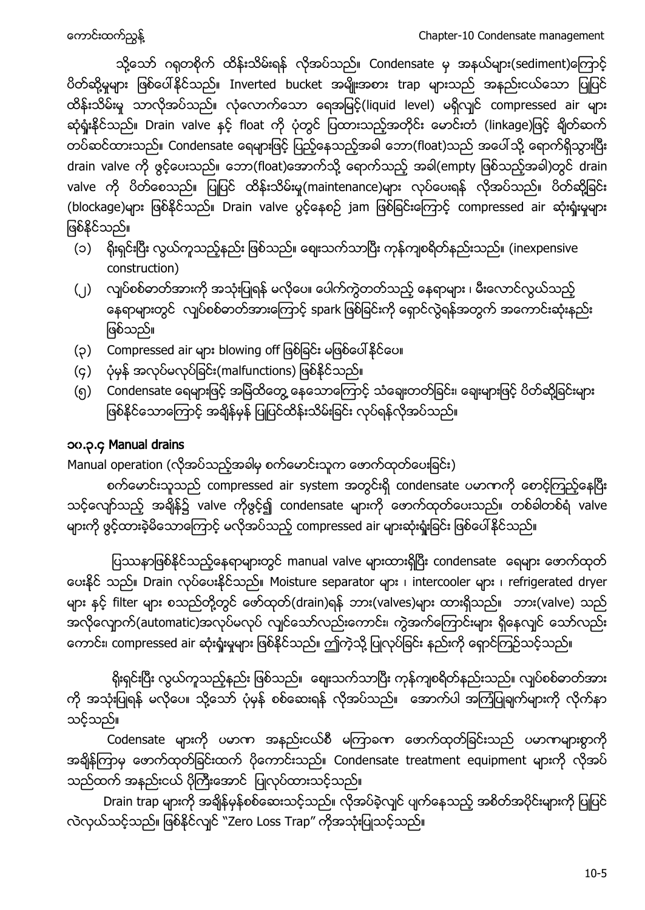သို့သော် ဂရုတစိုက် ထိန်းသိမ်းရန် လိုအပ်သည်။ Condensate မှ အနယ်များ(sediment)ကြောင့် ပိတ်ဆို့မှုများ ဖြစ်ပေါ်နိုင်သည်။ Inverted bucket အမျိုးအစား trap များသည် အနည်းငယ်သော ပြုပြင်ထိန်းသိမ်းမှု သာလိုအပ်သည်။ လုံလောက်သော ရေအမြင့်(liquid level) မရှိလျှင် compressed air များ ဆုံးရှုံးနိုင်သည်။ Drain valve နှင့် float ကို ပုံတွင် ပြထားသည့်အတိုင်း မောင်းတံ (linkage)ဖြင့် ချိတ်ဆက် တပ်ဆင်ထားသည်။ Condensate ရေများဖြင့် ပြည့်နေသည့်အခါ ဘော(float)သည် အပေါ်သို့ ရောက်ရှိသွားပြီး drain valve ကို ဖွင့်ပေးသည်။ ဘော(float)အောက်သို့ ရောက်သည့် အခါ(empty ဖြစ်သည့်အခါ)တွင် drain valve ကို ပိတ်စေသည်။ ပြုပြင် ထိန်းသိမ်းမှု(maintenance)များ လုပ်ပေးရန် လိုအပ်သည်။ ပိတ်ဆို့ခြင်း (blockage)များ ဖြစ်နိုင်သည်။ Drain valve ပွင့်နေစဉ် jam ဖြစ်ခြင်းကြောင့် compressed air ဆုံးရှုံးမှုများ ဖြစ်နိုင်သည်။

(၁) ရိုးရှင်းပြီး လွယ်ကူသည့်နည်း ဖြစ်သည်။ ဈေးသက်သာပြီး ကုန်ကျစရိတ်နည်းသည်။ (inexpensive construction)

(၂) လျှပ်စစ်ဓာတ်အားကို အသုံးပြုရန် မလိုပေ။ ပေါက်ကွဲတတ်သည့် နေရာများ ၊ မီးလောင်လွယ်သည့် နေရာများတွင် လျှပ်စစ်ဓာတ်အားကြောင့် spark ဖြစ်ခြင်းကို ရှောင်လွှဲရန်အတွက် အကောင်းဆုံးနည်း ဖြစ်သည်။

(၃) Compressed air များ blowing off ဖြစ်ခြင်း မဖြစ်ပေါ်နိုင်ပေ။

(၄) ပုံမှန် အလုပ်မလုပ်ခြင်း(malfunctions) ဖြစ်နိုင်သည်။

(၅) Condensate ရေများဖြင့် အမြဲထိတွေ့ နေသောကြောင့် သံချေးတတ်ခြင်း၊ ချေးများဖြင့် ပိတ်ဆို့ခြင်းများ ဖြစ်နိုင်သောကြောင့် အချိန်မှန် ပြုပြင်ထိန်းသိမ်းခြင်း လုပ်ရန်လိုအပ်သည်။

### ၁၀.၃.၄ Manual drains

Manual operation (လိုအပ်သည့်အခါမှ စက်မောင်းသူက ဖောက်ထုတ်ပေးခြင်း)

စက်မောင်းသူသည် compressed air system အတွင်းရှိ condensate ပမာဏကို စောင့်ကြည့်နေပြီး သင့်လျော်သည့် အချိန်၌ valve ကိုဖွင့်၍ condensate များကို ဖောက်ထုတ်ပေးသည်။ တစ်ခါတစ်ရံ valve များကို ဖွင့်ထားခဲ့မိသောကြောင့် မလိုအပ်သည့် compressed air များဆုံးရှုံးခြင်း ဖြစ်ပေါ်နိုင်သည်။

ပြဿနာဖြစ်နိုင်သည့်နေရာများတွင် manual valve များထားရှိပြီး condensate ရေများ ဖောက်ထုတ် ပေးနိုင် သည်။ Drain လုပ်ပေးနိုင်သည်။ Moisture separator များ ၊ intercooler များ ၊ refrigerated dryer များ နှင့် filter များ စသည်တို့တွင် ဖော်ထုတ်(drain)ရန် ဘား(valves)များ ထားရှိသည်။ ဘား(valve) သည် အလိုလျောက်(automatic)အလုပ်မလုပ် လျှင်သော်လည်းကောင်း၊ ကွဲအက်ကြောင်းများ ရှိနေလျှင် သော်လည်း ကောင်း၊ compressed air ဆုံးရှုံးမှုများ ဖြစ်နိုင်သည်။ ဤကဲ့သို့ ပြုလုပ်ခြင်း နည်းကို ရှောင်ကြဉ်သင့်သည်။

ရိုးရှင်းပြီး လွယ်ကူသည့်နည်း ဖြစ်သည်။ ဈေးသက်သာပြီး ကုန်ကျစရိတ်နည်းသည်။ လျှပ်စစ်ဓာတ်အား ကို အသုံးပြုရန် မလိုပေ။ သို့သော် ပုံမှန် စစ်ဆေးရန် လိုအပ်သည်။ အောက်ပါ အကြံပြုချက်များကို လိုက်နာ သင့်သည်။

Codensate များကို ပမာဏ အနည်းငယ်စီ မကြာခဏ ဖောက်ထုတ်ခြင်းသည် ပမာဏများစွာကို အချိန်ကြာမှ ဖောက်ထုတ်ခြင်းထက် ပိုကောင်းသည်။ Condensate treatment equipment များကို လိုအပ် သည်ထက် အနည်းငယ် ပိုကြီးအောင် ပြုလုပ်ထားသင့်သည်။

Drain trap များကို အချိန်မှန်စစ်ဆေးသင့်သည်။ လိုအပ်ခဲ့လျှင် ပျက်နေသည့် အစိတ်အပိုင်းများကို ပြုပြင် လဲလှယ်သင့်သည်။ ဖြစ်နိုင်လျှင် "Zero Loss Trap" ကိုအသုံးပြုသင့်သည်။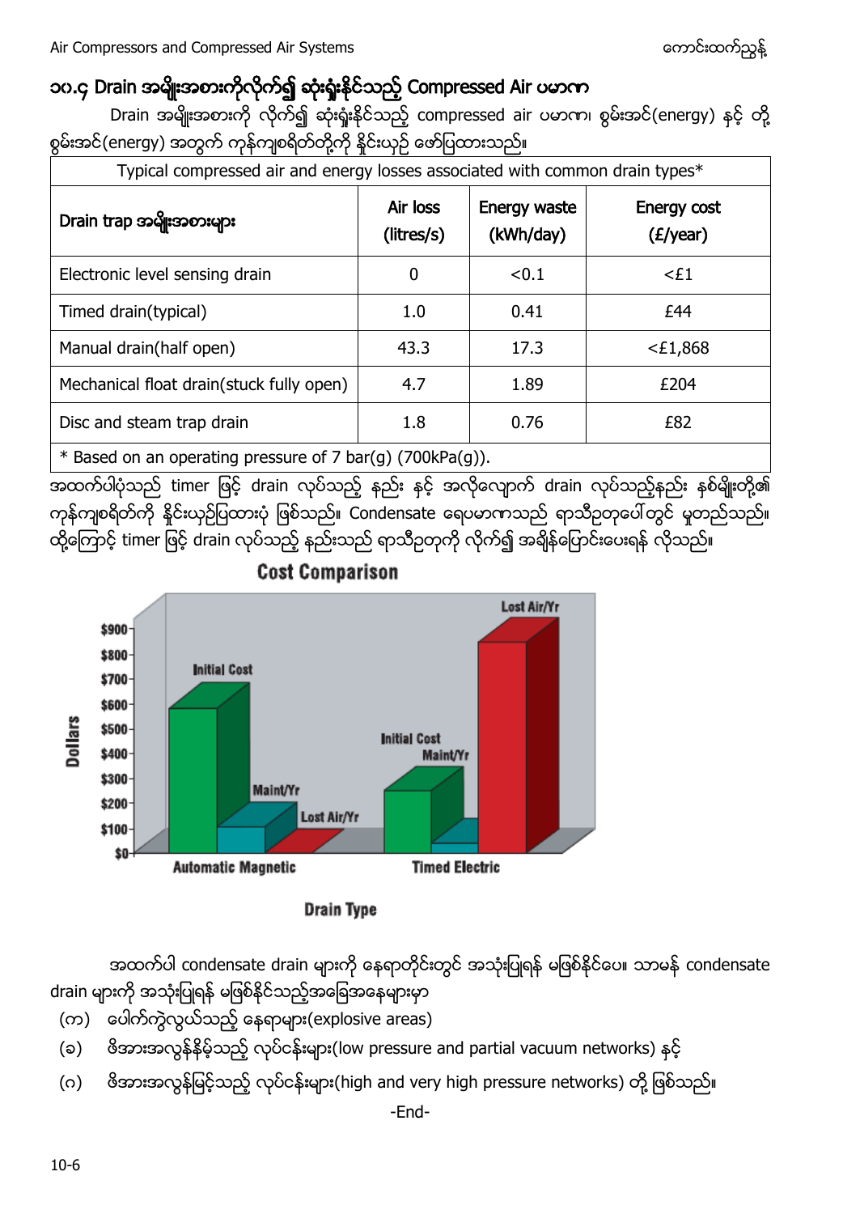## ၁၀.၄ Drain အမျိုးအစားကိုလိုက်၍ ဆုံးရှုံးနိုင်သည့် Compressed Air ပမာဏ

Drain အမျိုးအစားကို လိုက်၍ ဆုံးရှုံးနိုင်သည့် compressed air ပမာဏ၊ စွမ်းအင်(energy) နှင့် တို့ စွမ်းအင်(energy) အတွက် ကုန်ကျစရိတ်တို့ကို နှိုင်းယှဉ် ဖော်ပြထားသည်။

Typical compressed air and energy losses associated with common drain types*

| Drain trap အမျိုးအစားများ | Air loss (litres/s) | Energy waste (kWh/day) | Energy cost (£/year) |
|---|---|---|---|
| Electronic level sensing drain | 0 | <0.1 | <£1 |
| Timed drain(typical) | 1.0 | 0.41 | £44 |
| Manual drain(half open) | 43.3 | 17.3 | <£1,868 |
| Mechanical float drain(stuck fully open) | 4.7 | 1.89 | £204 |
| Disc and steam trap drain | 1.8 | 0.76 | £82 |

* Based on an operating pressure of 7 bar(g) (700kPa(g)).

အထက်ပါပုံသည် timer ဖြင့် drain လုပ်သည့် နည်း နှင့် အလိုလျောက် drain လုပ်သည့်နည်း နှစ်မျိုးတို့၏ ကုန်ကျစရိတ်ကို နှိုင်းယှဉ်ပြထားပုံ ဖြစ်သည်။ Condensate ရေပမာဏသည် ရာသီဥတုပေါ်တွင် မူတည်သည်။ ထို့ကြောင့် timer ဖြင့် drain လုပ်သည့် နည်းသည် ရာသီဥတုကို လိုက်၍ အချိန်ပြောင်းပေးရန် လိုသည်။

Cost Comparison

Dollars

$0 $100 $200 $300 $400 $500 $600 $700 $800 $900

Initial Cost

Maint/Yr

Lost Air/Yr

Automatic Magnetic

Initial Cost

Maint/Yr

Lost Air/Yr

Timed Electric

Drain Type

အထက်ပါ condensate drain များကို နေရာတိုင်းတွင် အသုံးပြုရန် မဖြစ်နိုင်ပေ။ သာမန် condensate drain များကို အသုံးပြုရန် မဖြစ်နိုင်သည့်အခြေအနေများမှာ

(က) ပေါက်ကွဲလွယ်သည့် နေရာများ(explosive areas)

(ခ) ဖိအားအလွန်နိမ့်သည့် လုပ်ငန်းများ(low pressure and partial vacuum networks) နှင့်

(ဂ) ဖိအားအလွန်မြင့်သည့် လုပ်ငန်းများ(high and very high pressure networks) တို့ ဖြစ်သည်။

-End-